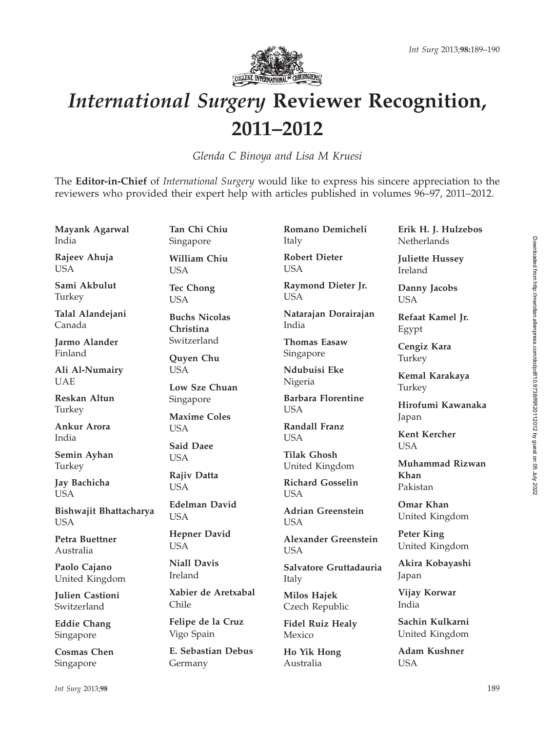# *International Surgery* Reviewer Recognition, 2011–2012

*Glenda C Binoya and Lisa M Kruesi*

The **Editor-in-Chief** of *International Surgery* would like to express his sincere appreciation to the reviewers who provided their expert help with articles published in volumes 96–97, 2011–2012.

**Mayank Agarwal**
India

**Rajeev Ahuja**
USA

**Sami Akbulut**
Turkey

**Talal Alandejani**
Canada

**Jarmo Alander**
Finland

**Ali Al-Numairy**
UAE

**Reskan Altun**
Turkey

**Ankur Arora**
India

**Semin Ayhan**
Turkey

**Jay Bachicha**
USA

**Bishwajit Bhattacharya**
USA

**Petra Buettner**
Australia

**Paolo Cajano**
United Kingdom

**Julien Castioni**
Switzerland

**Eddie Chang**
Singapore

**Cosmas Chen**
Singapore

**Tan Chi Chiu**
Singapore

**William Chiu**
USA

**Tec Chong**
USA

**Buchs Nicolas Christina**
Switzerland

**Quyen Chu**
USA

**Low Sze Chuan**
Singapore

**Maxime Coles**
USA

**Said Daee**
USA

**Rajiv Datta**
USA

**Edelman David**
USA

**Hepner David**
USA

**Niall Davis**
Ireland

**Xabier de Aretxabal**
Chile

**Felipe de la Cruz**
Vigo Spain

**E. Sebastian Debus**
Germany

**Romano Demicheli**
Italy

**Robert Dieter**
USA

**Raymond Dieter Jr.**
USA

**Natarajan Dorairajan**
India

**Thomas Easaw**
Singapore

**Ndubuisi Eke**
Nigeria

**Barbara Florentine**
USA

**Randall Franz**
USA

**Tilak Ghosh**
United Kingdom

**Richard Gosselin**
USA

**Adrian Greenstein**
USA

**Alexander Greenstein**
USA

**Salvatore Gruttadauria**
Italy

**Milos Hajek**
Czech Republic

**Fidel Ruiz Healy**
Mexico

**Ho Yik Hong**
Australia

**Erik H. J. Hulzebos**
Netherlands

**Juliette Hussey**
Ireland

**Danny Jacobs**
USA

**Refaat Kamel Jr.**
Egypt

**Cengiz Kara**
Turkey

**Kemal Karakaya**
Turkey

**Hirofumi Kawanaka**
Japan

**Kent Kercher**
USA

**Muhammad Rizwan Khan**
Pakistan

**Omar Khan**
United Kingdom

**Peter King**
United Kingdom

**Akira Kobayashi**
Japan

**Vijay Korwar**
India

**Sachin Kulkarni**
United Kingdom

**Adam Kushner**
USA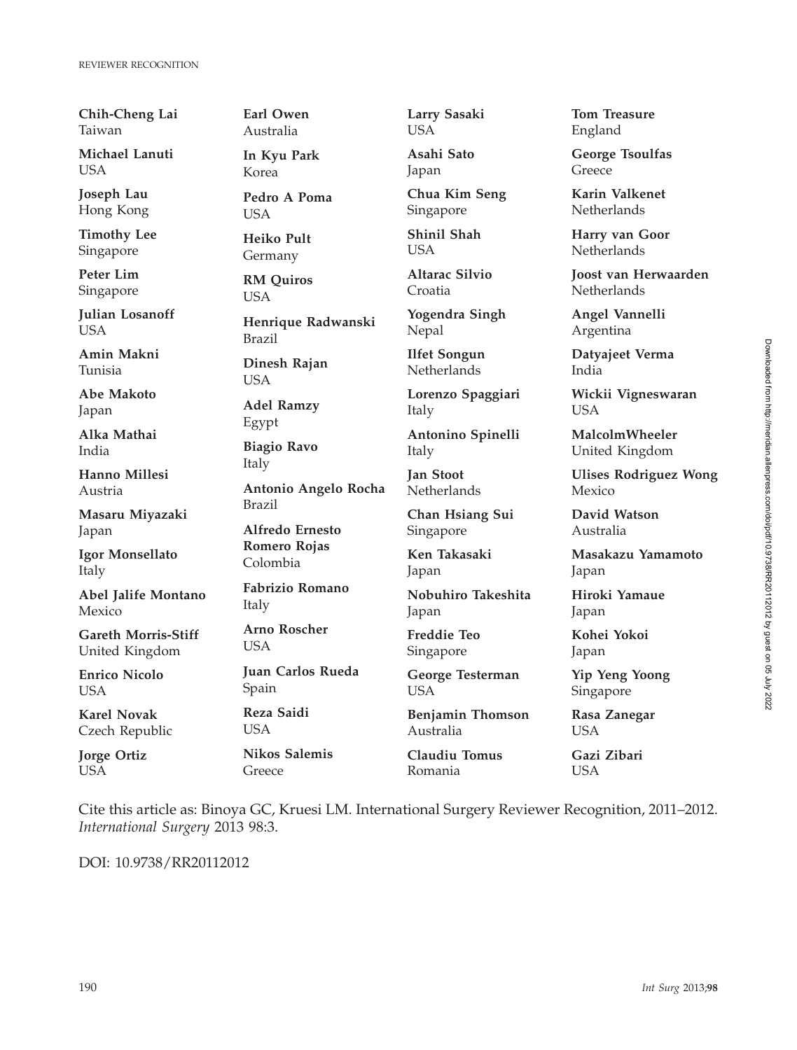**Chih-Cheng Lai**
Taiwan

**Michael Lanuti**
USA

**Joseph Lau**
Hong Kong

**Timothy Lee**
Singapore

**Peter Lim**
Singapore

**Julian Losanoff**
USA

**Amin Makni**
Tunisia

**Abe Makoto**
Japan

**Alka Mathai**
India

**Hanno Millesi**
Austria

**Masaru Miyazaki**
Japan

**Igor Monsellato**
Italy

**Abel Jalife Montano**
Mexico

**Gareth Morris-Stiff**
United Kingdom

**Enrico Nicolo**
USA

**Karel Novak**
Czech Republic

**Jorge Ortiz**
USA

**Earl Owen**
Australia

**In Kyu Park**
Korea

**Pedro A Poma**
USA

**Heiko Pult**
Germany

**RM Quiros**
USA

**Henrique Radwanski**
Brazil

**Dinesh Rajan**
USA

**Adel Ramzy**
Egypt

**Biagio Ravo**
Italy

**Antonio Angelo Rocha**
Brazil

**Alfredo Ernesto Romero Rojas**
Colombia

**Fabrizio Romano**
Italy

**Arno Roscher**
USA

**Juan Carlos Rueda**
Spain

**Reza Saidi**
USA

**Nikos Salemis**
Greece

**Larry Sasaki**
USA

**Asahi Sato**
Japan

**Chua Kim Seng**
Singapore

**Shinil Shah**
USA

**Altarac Silvio**
Croatia

**Yogendra Singh**
Nepal

**Ilfet Songun**
Netherlands

**Lorenzo Spaggiari**
Italy

**Antonino Spinelli**
Italy

**Jan Stoot**
Netherlands

**Chan Hsiang Sui**
Singapore

**Ken Takasaki**
Japan

**Nobuhiro Takeshita**
Japan

**Freddie Teo**
Singapore

**George Testerman**
USA

**Benjamin Thomson**
Australia

**Claudiu Tomus**
Romania

**Tom Treasure**
England

**George Tsoulfas**
Greece

**Karin Valkenet**
Netherlands

**Harry van Goor**
Netherlands

**Joost van Herwaarden**
Netherlands

**Angel Vannelli**
Argentina

**Datyajeet Verma**
India

**Wickii Vigneswaran**
USA

**MalcolmWheeler**
United Kingdom

**Ulises Rodriguez Wong**
Mexico

**David Watson**
Australia

**Masakazu Yamamoto**
Japan

**Hiroki Yamaue**
Japan

**Kohei Yokoi**
Japan

**Yip Yeng Yoong**
Singapore

**Rasa Zanegar**
USA

**Gazi Zibari**
USA

Cite this article as: Binoya GC, Kruesi LM. International Surgery Reviewer Recognition, 2011–2012. *International Surgery* 2013 98:3.

DOI: 10.9738/RR20112012